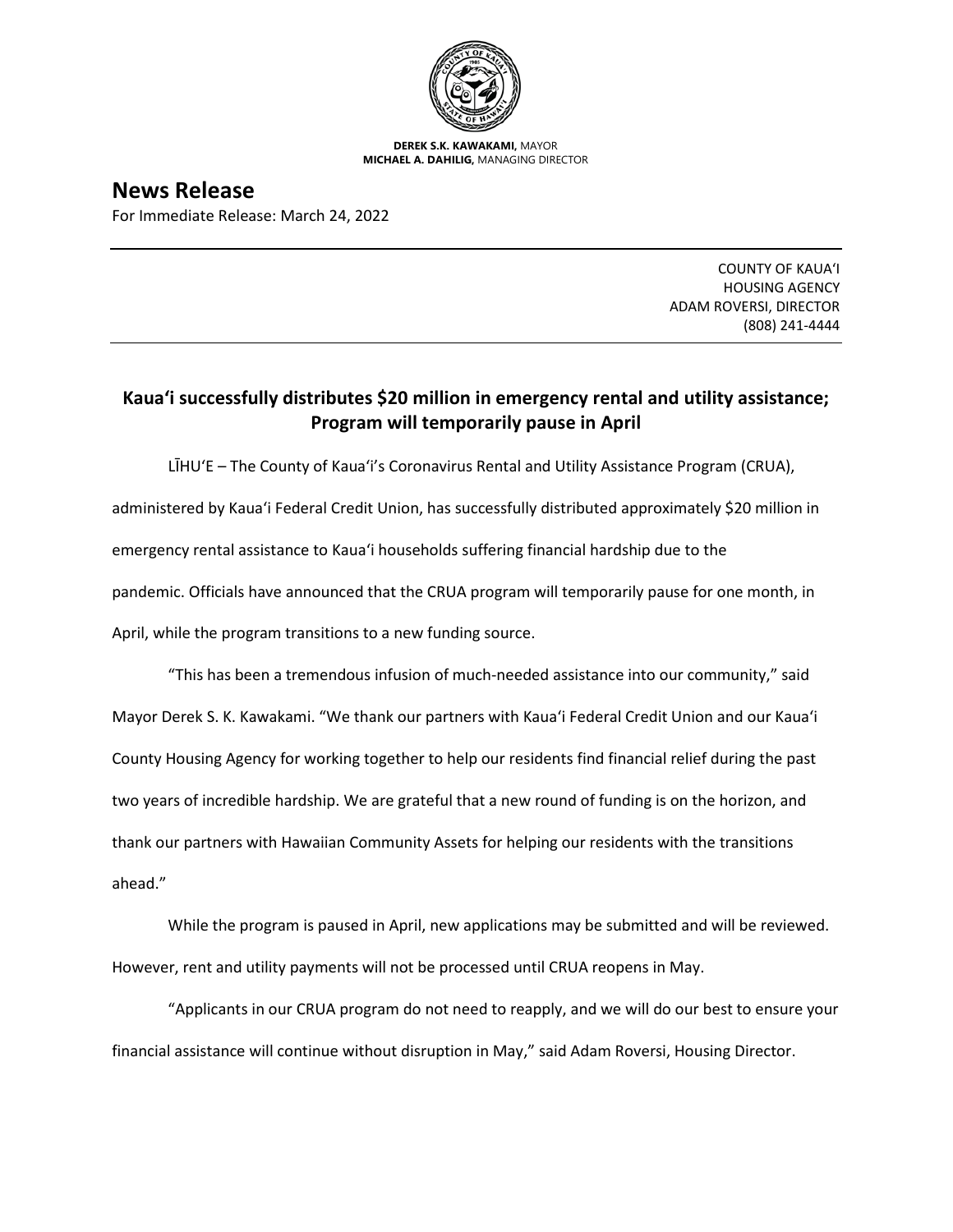**DEREK S.K. KAWAKAMI,** MAYOR
**MICHAEL A. DAHILIG,** MANAGING DIRECTOR

# News Release

For Immediate Release: March 24, 2022

COUNTY OF KAUAʻI
HOUSING AGENCY
ADAM ROVERSI, DIRECTOR
(808) 241-4444

## Kauaʻi successfully distributes $20 million in emergency rental and utility assistance; Program will temporarily pause in April

LĪHUʻE – The County of Kauaʻi's Coronavirus Rental and Utility Assistance Program (CRUA), administered by Kauaʻi Federal Credit Union, has successfully distributed approximately $20 million in emergency rental assistance to Kauaʻi households suffering financial hardship due to the pandemic. Officials have announced that the CRUA program will temporarily pause for one month, in April, while the program transitions to a new funding source.

"This has been a tremendous infusion of much-needed assistance into our community," said Mayor Derek S. K. Kawakami. "We thank our partners with Kauaʻi Federal Credit Union and our Kauaʻi County Housing Agency for working together to help our residents find financial relief during the past two years of incredible hardship. We are grateful that a new round of funding is on the horizon, and thank our partners with Hawaiian Community Assets for helping our residents with the transitions ahead."

While the program is paused in April, new applications may be submitted and will be reviewed. However, rent and utility payments will not be processed until CRUA reopens in May.

"Applicants in our CRUA program do not need to reapply, and we will do our best to ensure your financial assistance will continue without disruption in May," said Adam Roversi, Housing Director.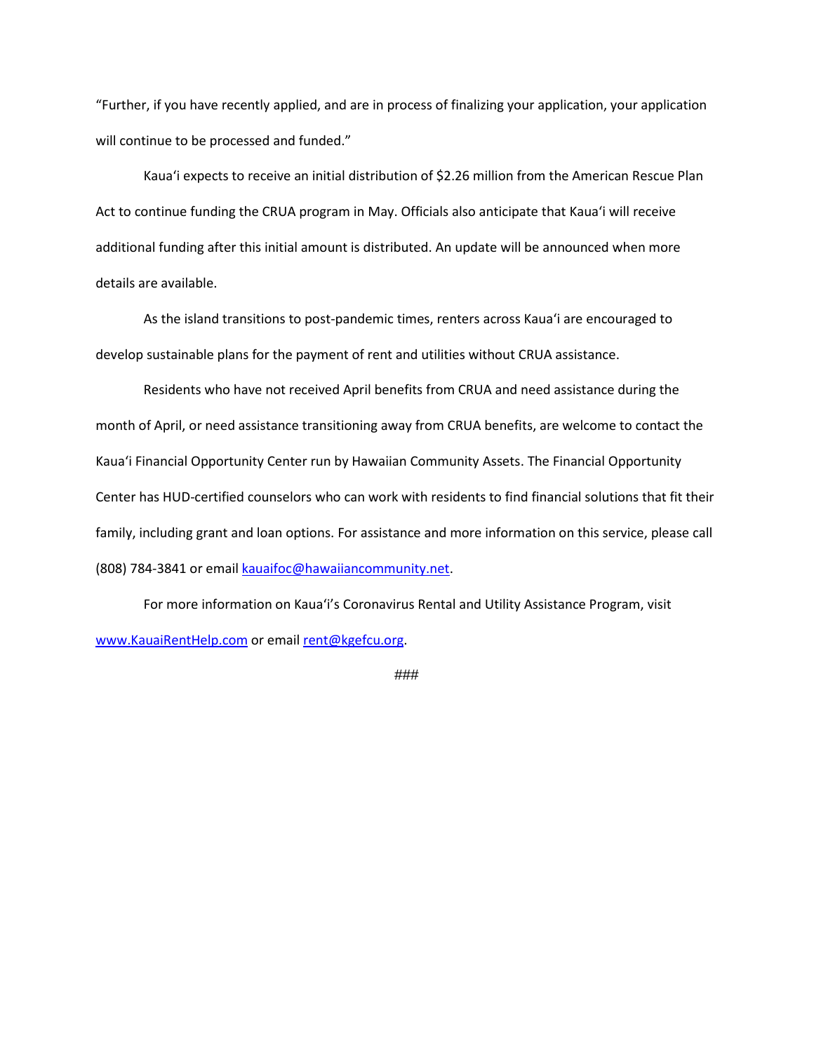"Further, if you have recently applied, and are in process of finalizing your application, your application will continue to be processed and funded."

Kaua'i expects to receive an initial distribution of $2.26 million from the American Rescue Plan Act to continue funding the CRUA program in May. Officials also anticipate that Kaua'i will receive additional funding after this initial amount is distributed. An update will be announced when more details are available.

As the island transitions to post-pandemic times, renters across Kaua'i are encouraged to develop sustainable plans for the payment of rent and utilities without CRUA assistance.

Residents who have not received April benefits from CRUA and need assistance during the month of April, or need assistance transitioning away from CRUA benefits, are welcome to contact the Kaua'i Financial Opportunity Center run by Hawaiian Community Assets. The Financial Opportunity Center has HUD-certified counselors who can work with residents to find financial solutions that fit their family, including grant and loan options. For assistance and more information on this service, please call (808) 784-3841 or email kauaifoc@hawaiiancommunity.net.

For more information on Kaua'i's Coronavirus Rental and Utility Assistance Program, visit www.KauaiRentHelp.com or email rent@kgefcu.org.

###